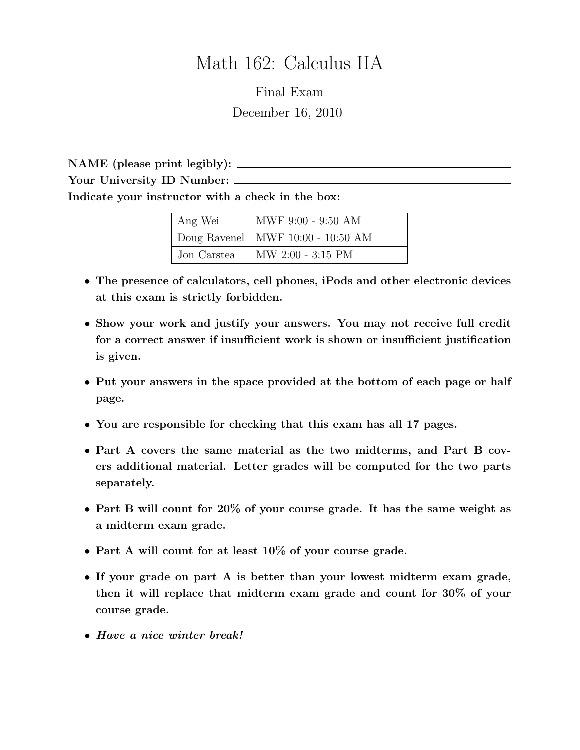# Math 162: Calculus IIA

Final Exam

December 16, 2010

**NAME (please print legibly):** ______________________________

**Your University ID Number:** ______________________________

**Indicate your instructor with a check in the box:**

| | | |
|---|---|---|
| Ang Wei | MWF 9:00 - 9:50 AM | |
| Doug Ravenel | MWF 10:00 - 10:50 AM | |
| Jon Carstea | MW 2:00 - 3:15 PM | |

- **The presence of calculators, cell phones, iPods and other electronic devices at this exam is strictly forbidden.**
- **Show your work and justify your answers. You may not receive full credit for a correct answer if insufficient work is shown or insufficient justification is given.**
- **Put your answers in the space provided at the bottom of each page or half page.**
- **You are responsible for checking that this exam has all 17 pages.**
- **Part A covers the same material as the two midterms, and Part B covers additional material. Letter grades will be computed for the two parts separately.**
- **Part B will count for 20% of your course grade. It has the same weight as a midterm exam grade.**
- **Part A will count for at least 10% of your course grade.**
- **If your grade on part A is better than your lowest midterm exam grade, then it will replace that midterm exam grade and count for 30% of your course grade.**
- ***Have a nice winter break!***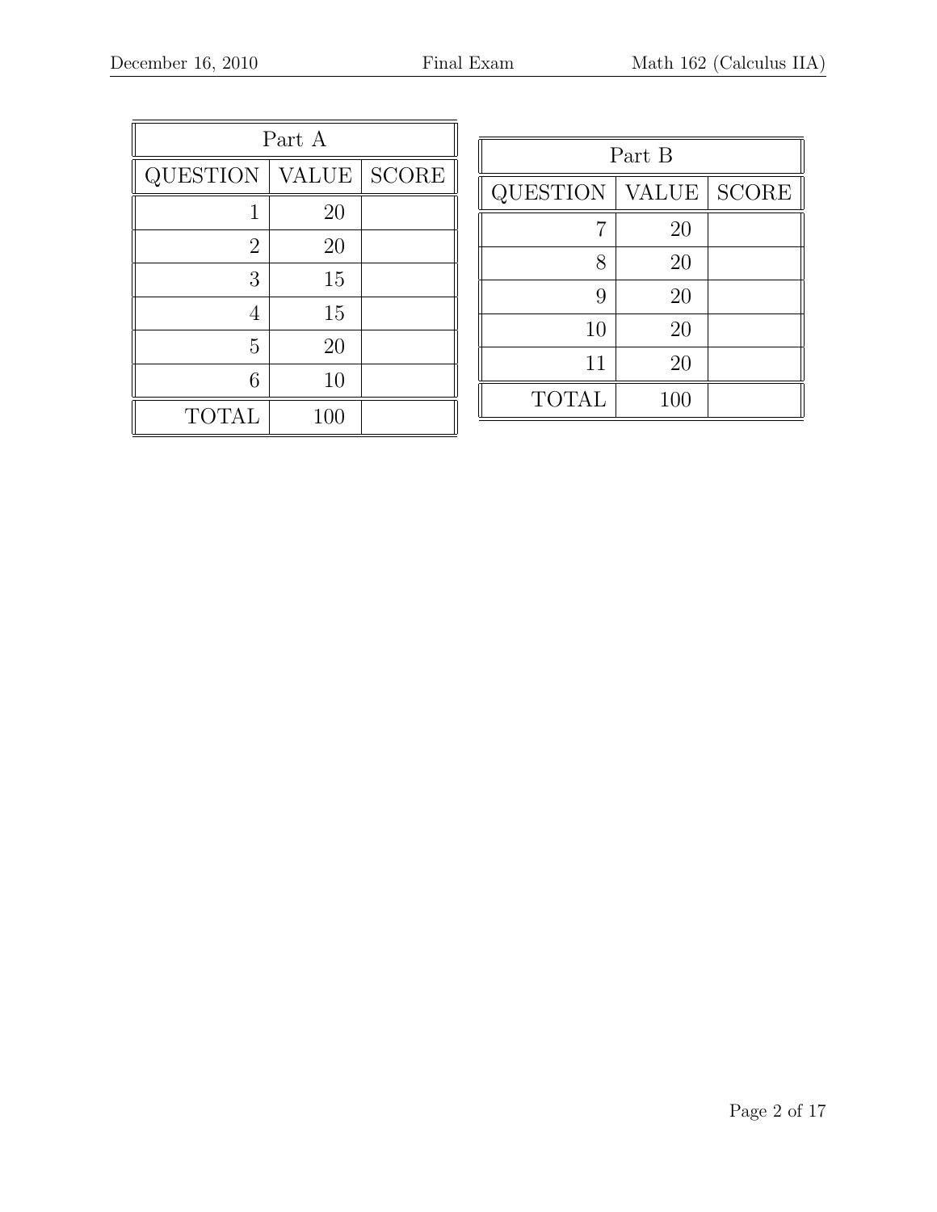| Part A | | |
| --- | --- | --- |
| QUESTION | VALUE | SCORE |
| 1 | 20 | |
| 2 | 20 | |
| 3 | 15 | |
| 4 | 15 | |
| 5 | 20 | |
| 6 | 10 | |
| TOTAL | 100 | |

| Part B | | |
| --- | --- | --- |
| QUESTION | VALUE | SCORE |
| 7 | 20 | |
| 8 | 20 | |
| 9 | 20 | |
| 10 | 20 | |
| 11 | 20 | |
| TOTAL | 100 | |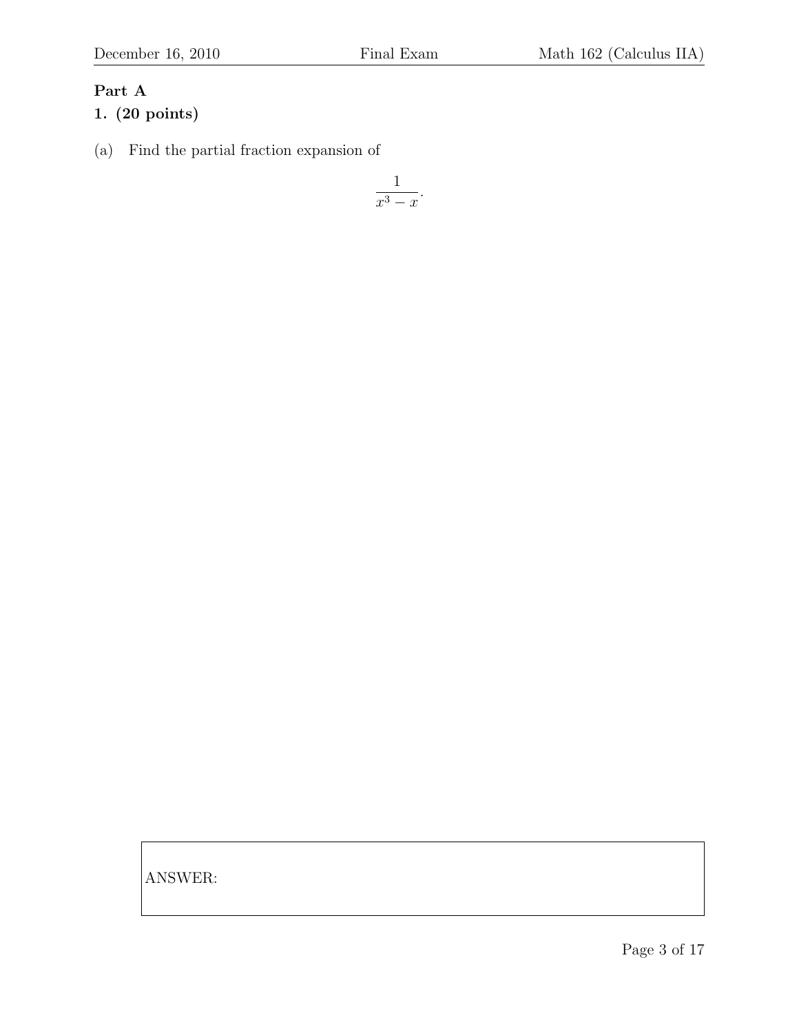**Part A**

**1. (20 points)**

(a) Find the partial fraction expansion of

$$\frac{1}{x^3 - x}.$$

ANSWER: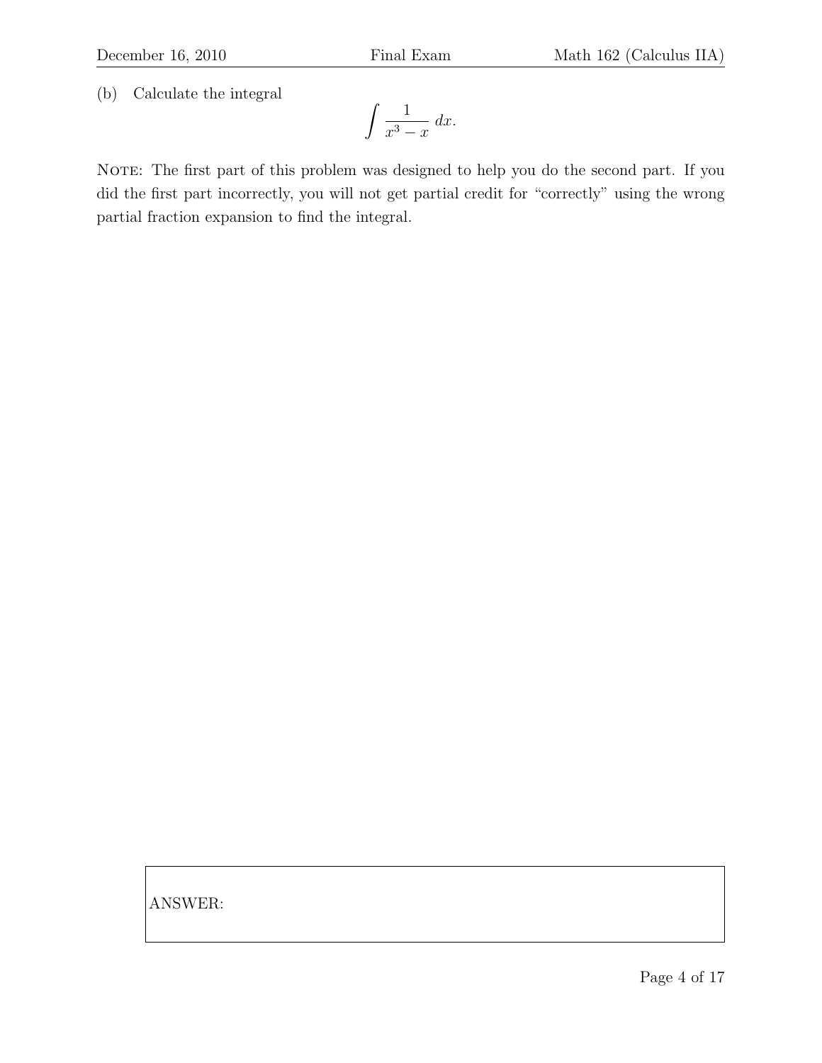(b) Calculate the integral

$$\int \frac{1}{x^3 - x}\, dx.$$

NOTE: The first part of this problem was designed to help you do the second part. If you did the first part incorrectly, you will not get partial credit for "correctly" using the wrong partial fraction expansion to find the integral.

ANSWER: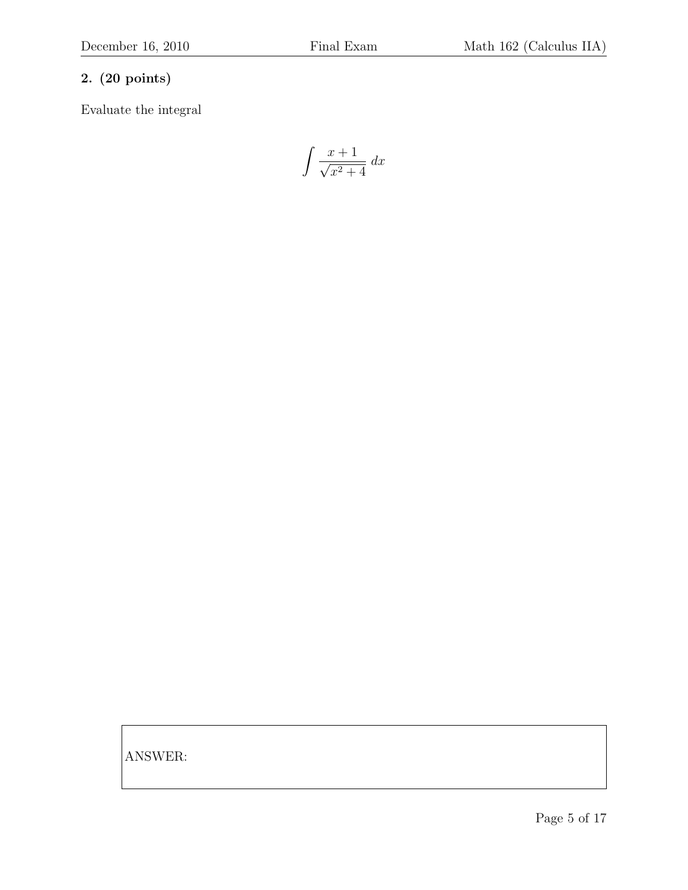**2. (20 points)**

Evaluate the integral

$$\int \frac{x+1}{\sqrt{x^2+4}}\, dx$$

ANSWER: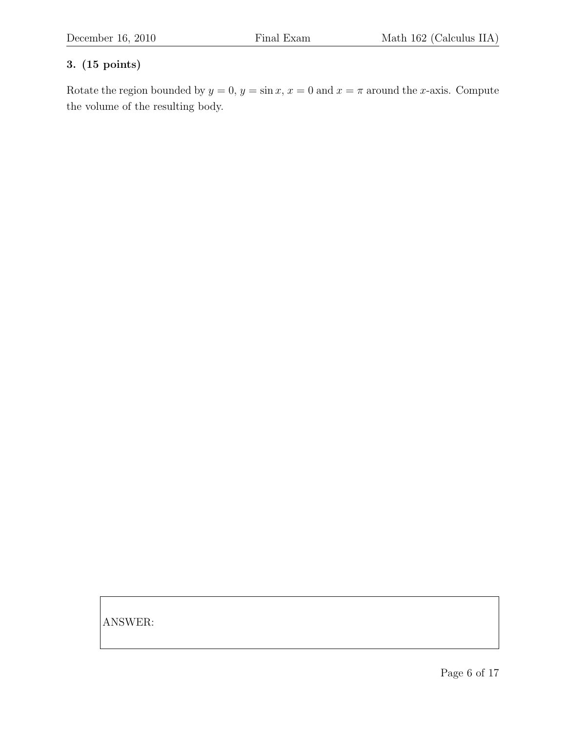**3. (15 points)**

Rotate the region bounded by $y = 0$, $y = \sin x$, $x = 0$ and $x = \pi$ around the $x$-axis. Compute the volume of the resulting body.

ANSWER: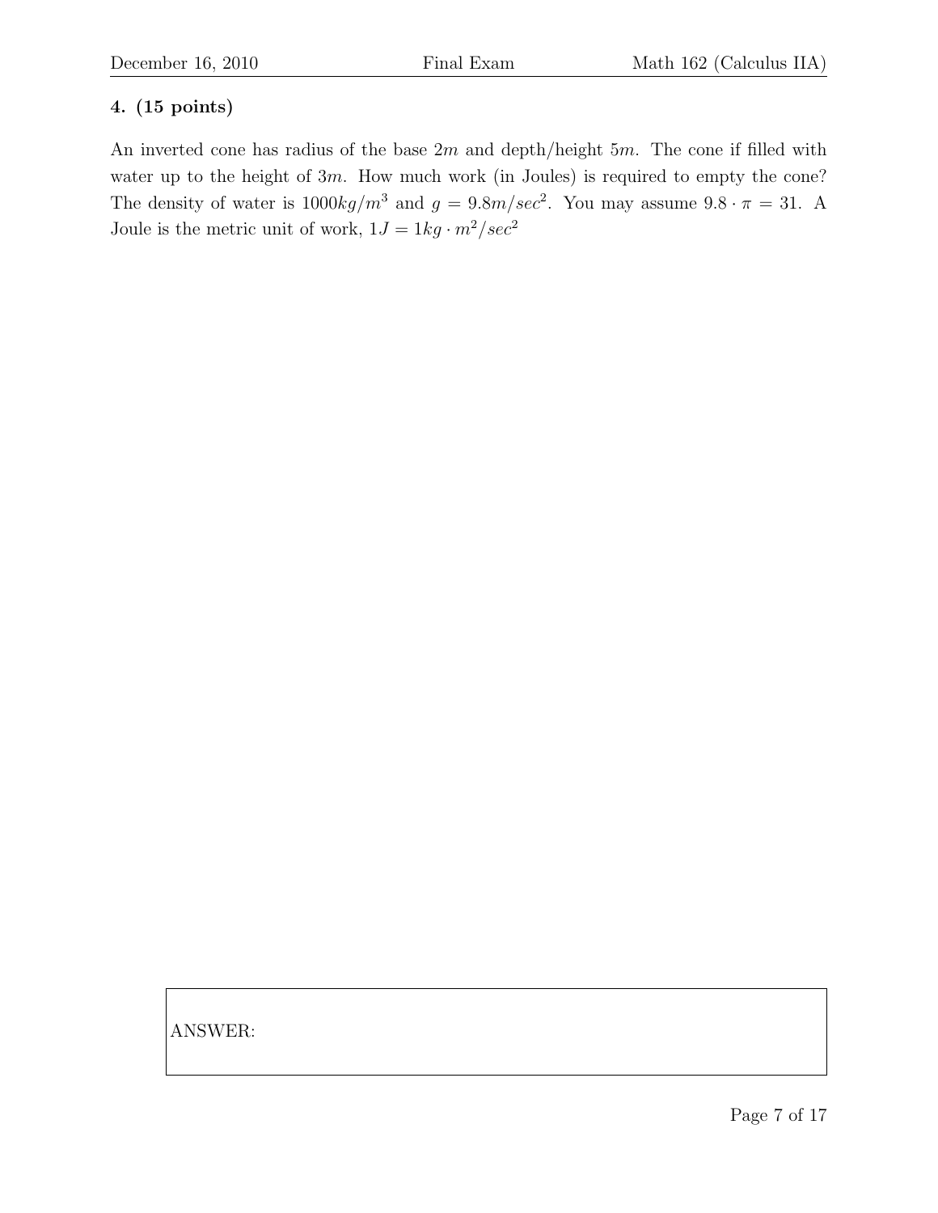**4. (15 points)**

An inverted cone has radius of the base $2m$ and depth/height $5m$. The cone if filled with water up to the height of $3m$. How much work (in Joules) is required to empty the cone? The density of water is $1000kg/m^3$ and $g = 9.8m/sec^2$. You may assume $9.8 \cdot \pi = 31$. A Joule is the metric unit of work, $1J = 1kg \cdot m^2/sec^2$

ANSWER: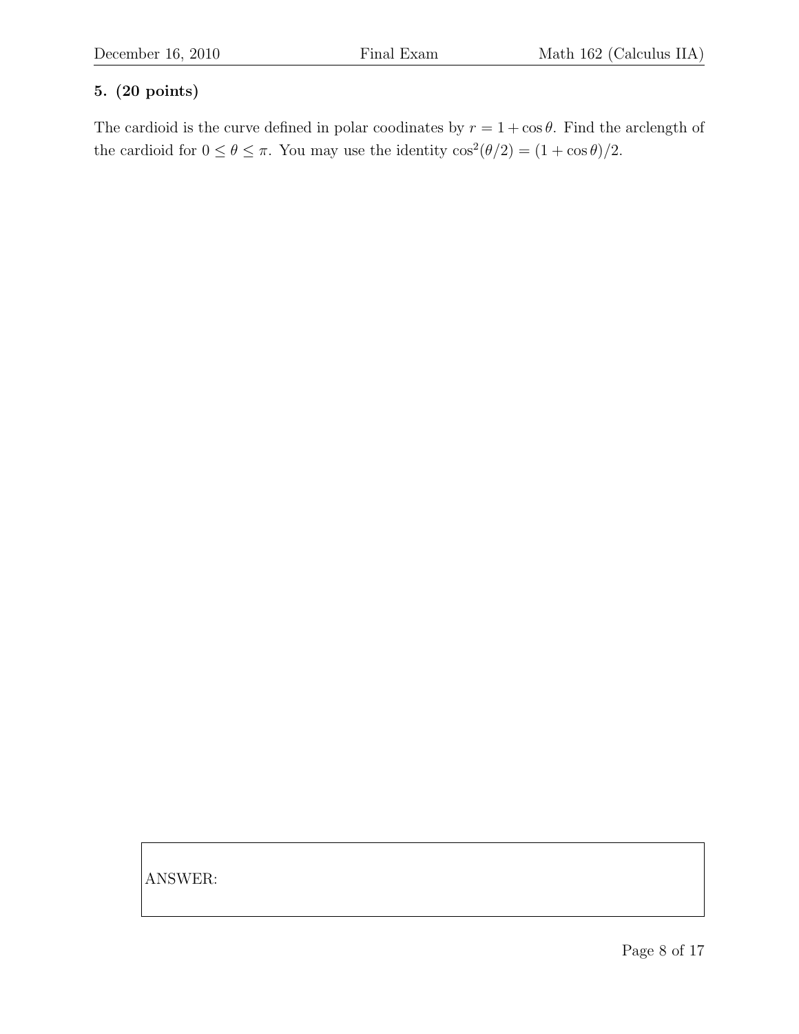**5. (20 points)**

The cardioid is the curve defined in polar coodinates by $r = 1 + \cos\theta$. Find the arclength of the cardioid for $0 \leq \theta \leq \pi$. You may use the identity $\cos^2(\theta/2) = (1 + \cos\theta)/2$.

ANSWER: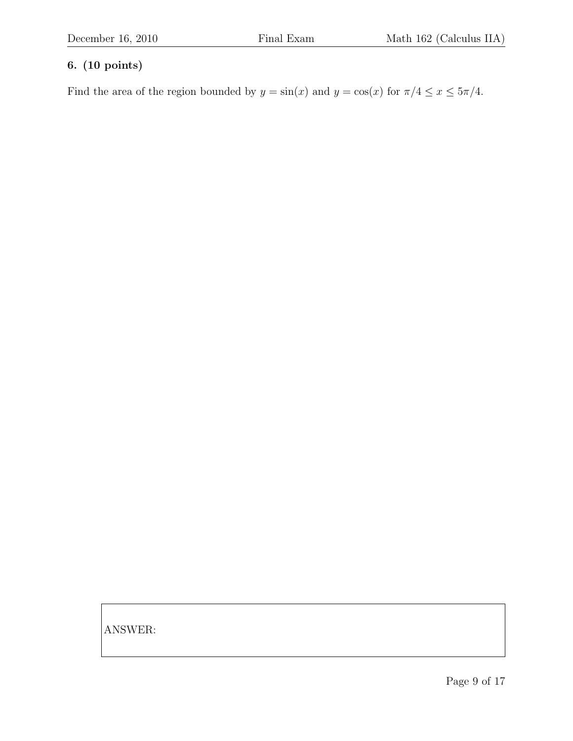**6. (10 points)**

Find the area of the region bounded by $y = \sin(x)$ and $y = \cos(x)$ for $\pi/4 \leq x \leq 5\pi/4$.

ANSWER: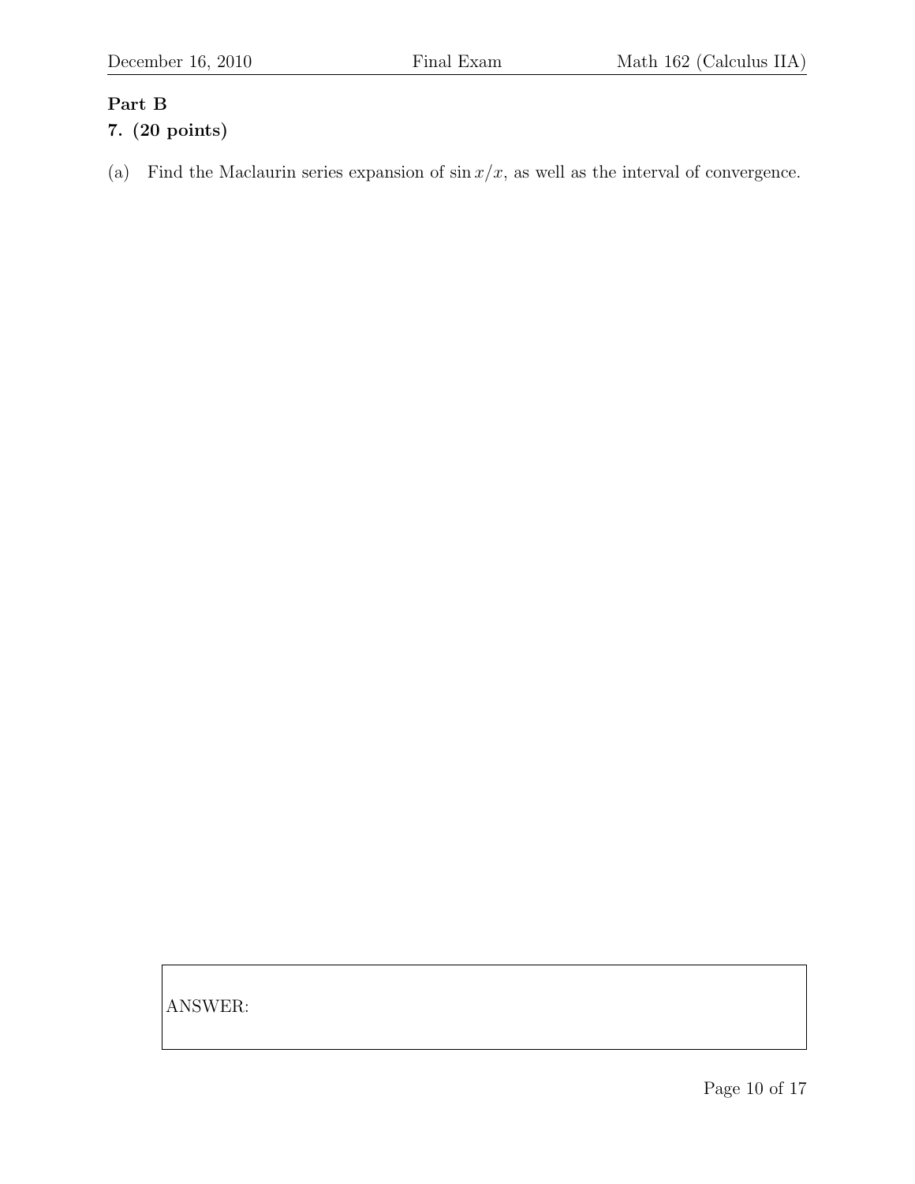**Part B**

**7. (20 points)**

(a) Find the Maclaurin series expansion of $\sin x/x$, as well as the interval of convergence.

ANSWER: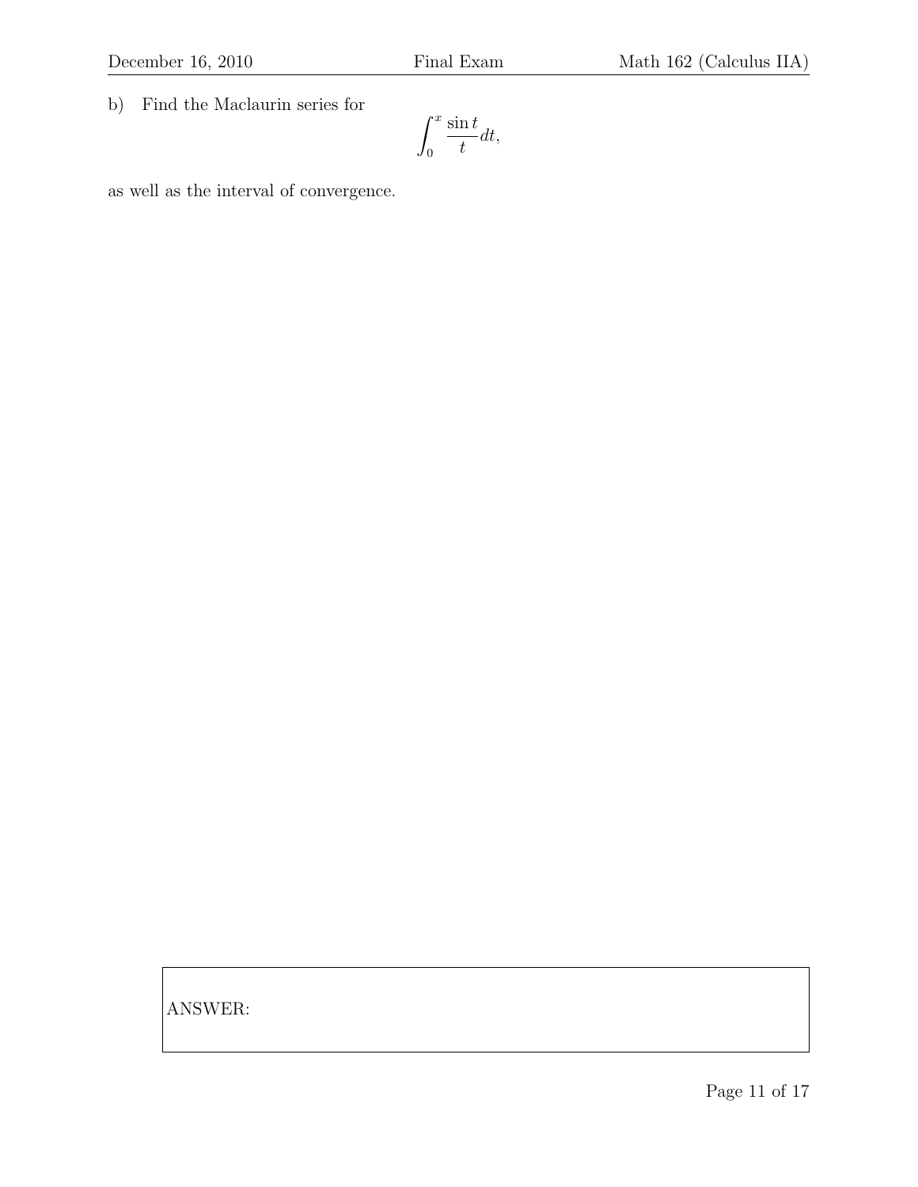b) Find the Maclaurin series for

$$\int_0^x \frac{\sin t}{t} dt,$$

as well as the interval of convergence.

ANSWER: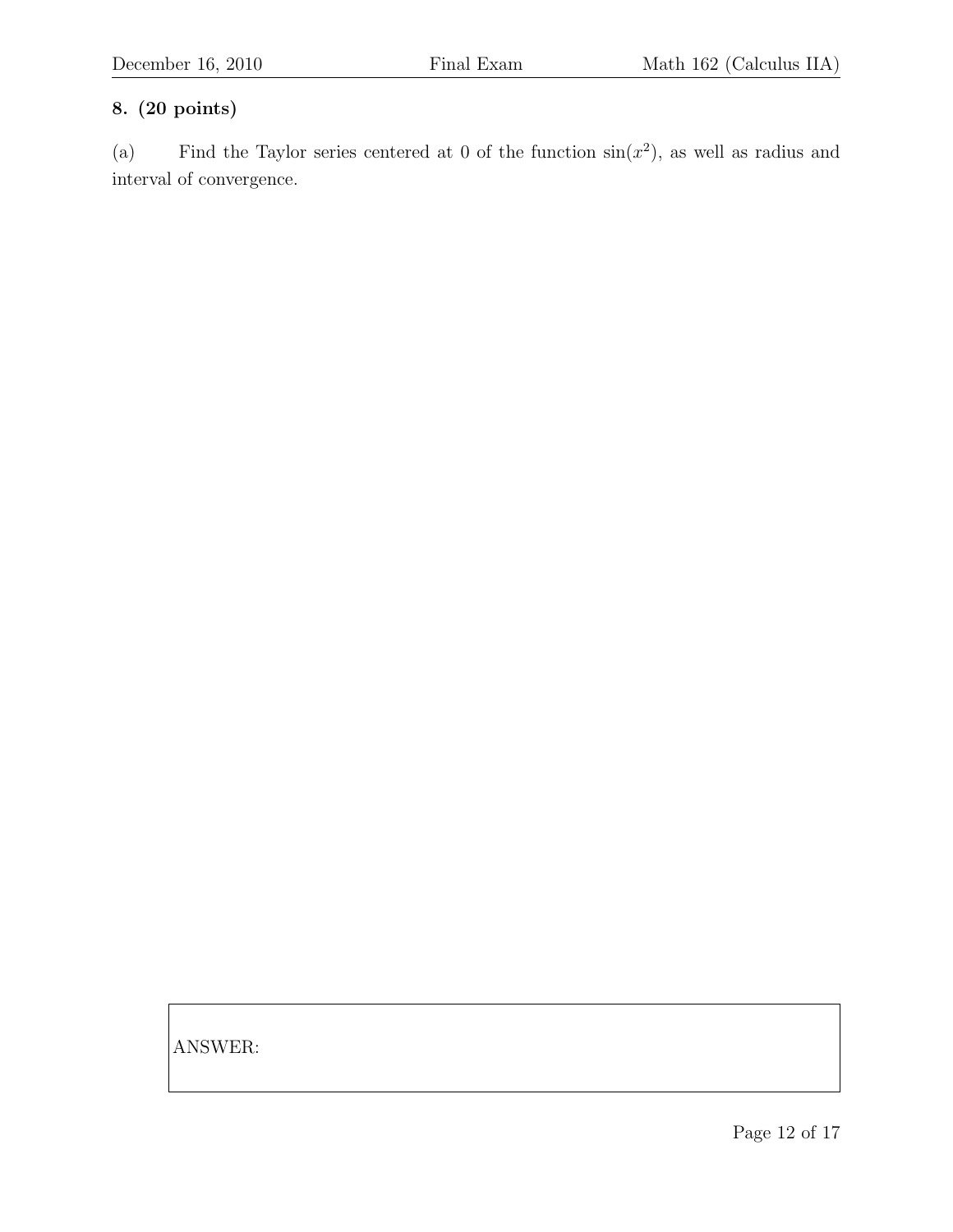**8. (20 points)**

(a) Find the Taylor series centered at 0 of the function $\sin(x^2)$, as well as radius and interval of convergence.

ANSWER: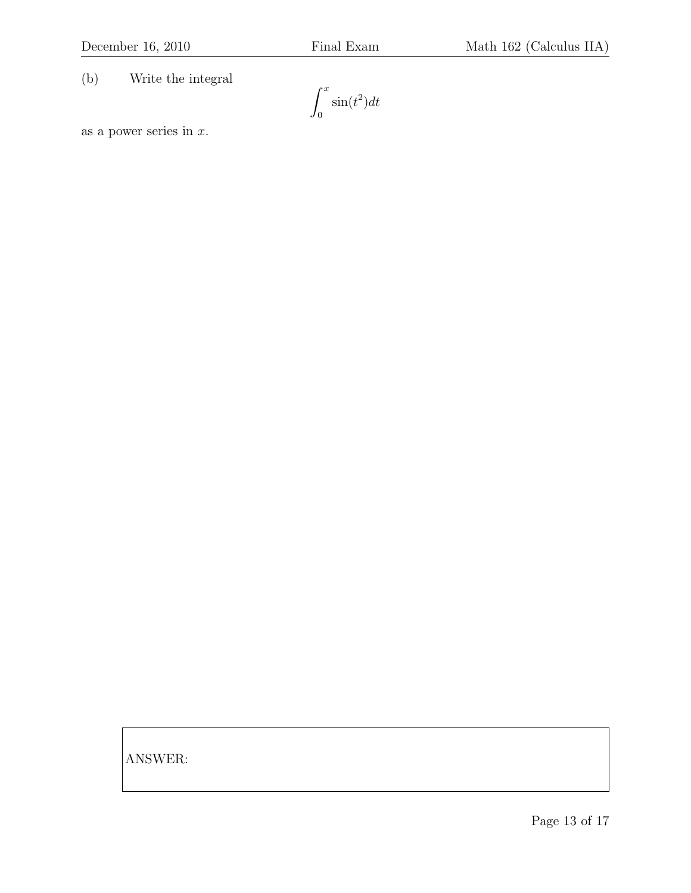(b) Write the integral

$$\int_0^x \sin(t^2)dt$$

as a power series in $x$.

ANSWER: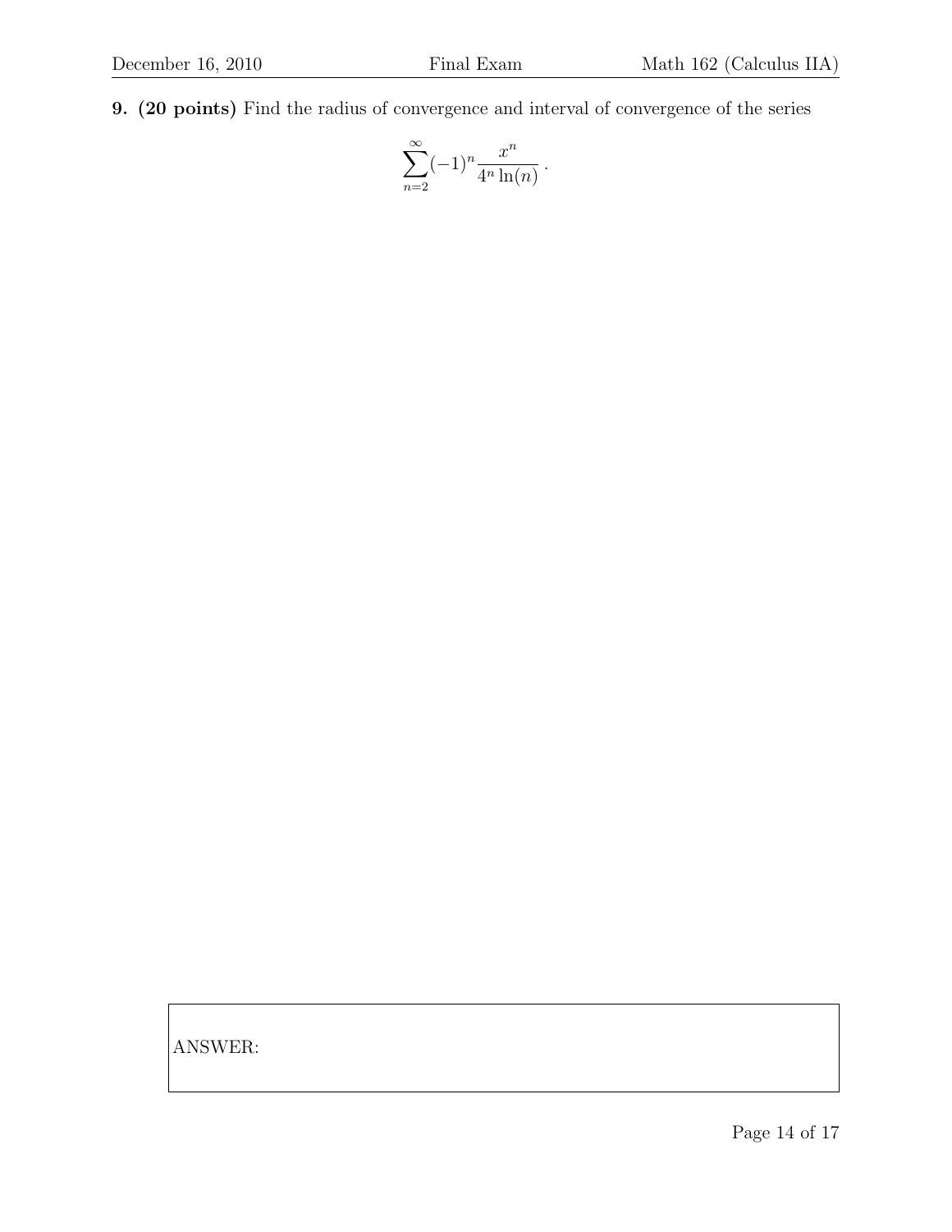**9. (20 points)** Find the radius of convergence and interval of convergence of the series

$$\sum_{n=2}^{\infty}(-1)^n \frac{x^n}{4^n \ln(n)}\,.$$

ANSWER: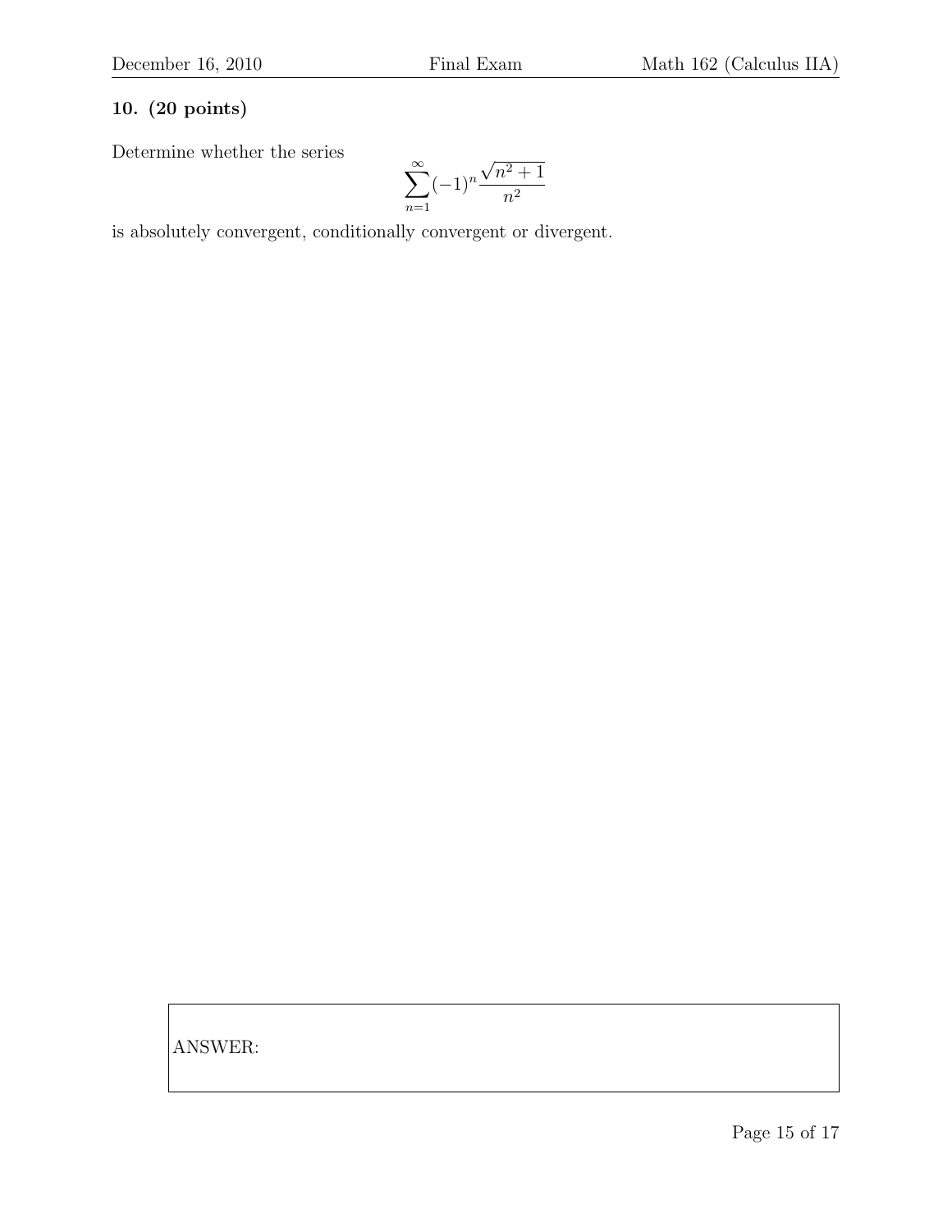**10. (20 points)**

Determine whether the series

$$\sum_{n=1}^{\infty}(-1)^n \frac{\sqrt{n^2+1}}{n^2}$$

is absolutely convergent, conditionally convergent or divergent.

ANSWER: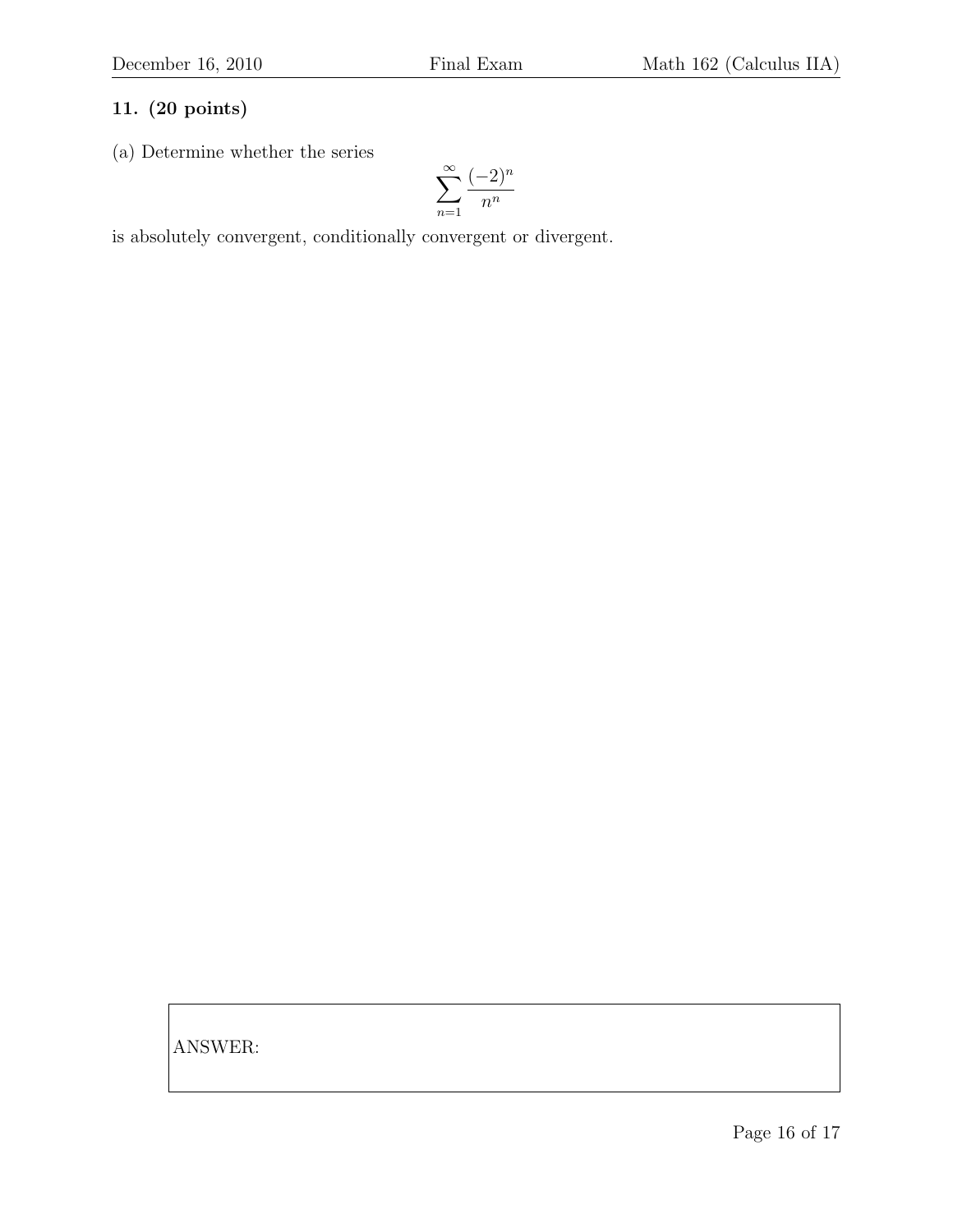**11. (20 points)**

(a) Determine whether the series

$$\sum_{n=1}^{\infty} \frac{(-2)^n}{n^n}$$

is absolutely convergent, conditionally convergent or divergent.

ANSWER: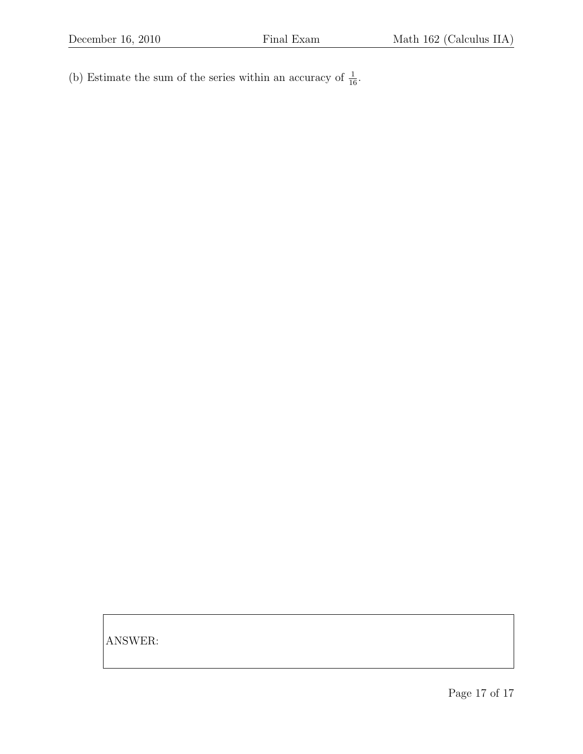(b) Estimate the sum of the series within an accuracy of $\frac{1}{16}$.

ANSWER: